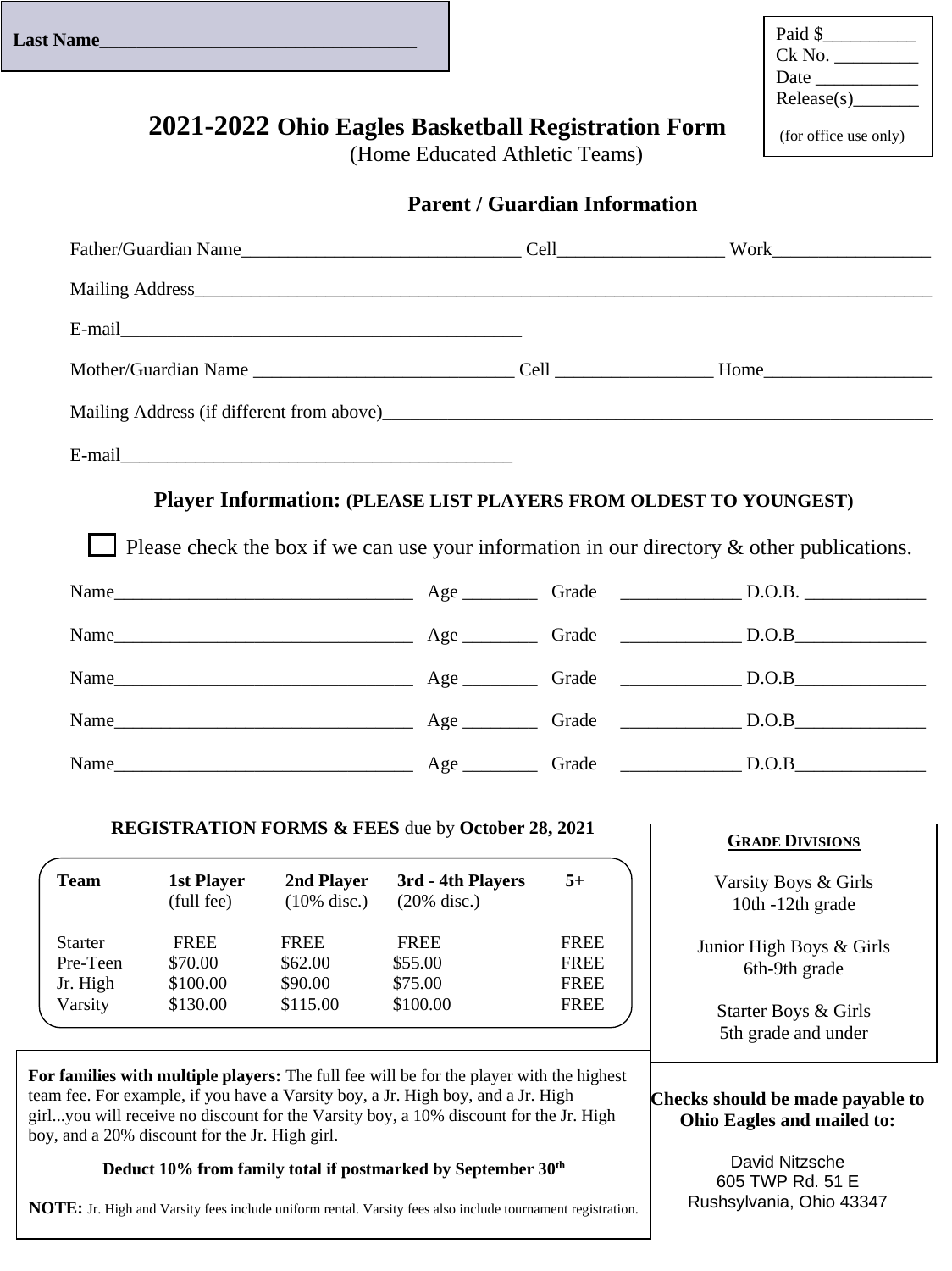**Last Name**\_\_\_\_\_\_\_\_\_\_\_\_\_\_\_\_\_\_\_\_\_\_\_\_\_\_\_\_\_\_\_\_\_\_

Paid $\_\_\_\_\_\_\_\_\_\_
Ck No. \_\_\_\_\_\_\_\_\_
Date \_\_\_\_\_\_\_\_\_\_\_
Release(s)\_\_\_\_\_\_\_
(for office use only)

# 2021-2022 Ohio Eagles Basketball Registration Form

(Home Educated Athletic Teams)

## Parent / Guardian Information

Father/Guardian Name\_\_\_\_\_\_\_\_\_\_\_\_\_\_\_\_\_\_\_\_\_\_\_\_\_\_\_\_\_\_ Cell\_\_\_\_\_\_\_\_\_\_\_\_\_\_\_\_\_\_ Work\_\_\_\_\_\_\_\_\_\_\_\_\_\_\_\_\_

Mailing Address\_\_\_\_\_\_\_\_\_\_\_\_\_\_\_\_\_\_\_\_\_\_\_\_\_\_\_\_\_\_\_\_\_\_\_\_\_\_\_\_\_\_\_\_\_\_\_\_\_\_\_\_\_\_\_\_\_\_\_\_\_\_\_\_\_\_\_\_\_\_\_\_\_\_\_\_

E-mail\_\_\_\_\_\_\_\_\_\_\_\_\_\_\_\_\_\_\_\_\_\_\_\_\_\_\_\_\_\_\_\_\_\_\_\_\_\_\_\_\_\_\_

Mother/Guardian Name \_\_\_\_\_\_\_\_\_\_\_\_\_\_\_\_\_\_\_\_\_\_\_\_\_\_\_\_ Cell \_\_\_\_\_\_\_\_\_\_\_\_\_\_\_\_\_ Home\_\_\_\_\_\_\_\_\_\_\_\_\_\_\_\_\_\_

Mailing Address (if different from above)\_\_\_\_\_\_\_\_\_\_\_\_\_\_\_\_\_\_\_\_\_\_\_\_\_\_\_\_\_\_\_\_\_\_\_\_\_\_\_\_\_\_\_\_\_\_\_\_\_\_\_\_\_\_\_\_\_

E-mail\_\_\_\_\_\_\_\_\_\_\_\_\_\_\_\_\_\_\_\_\_\_\_\_\_\_\_\_\_\_\_\_\_\_\_\_\_\_\_\_\_\_

## Player Information: (PLEASE LIST PLAYERS FROM OLDEST TO YOUNGEST)

☐ Please check the box if we can use your information in our directory & other publications.

Name\_\_\_\_\_\_\_\_\_\_\_\_\_\_\_\_\_\_\_\_\_\_\_\_\_\_\_\_\_\_\_\_ Age \_\_\_\_\_\_\_\_ Grade \_\_\_\_\_\_\_\_\_\_\_\_\_ D.O.B. \_\_\_\_\_\_\_\_\_\_\_\_\_

Name\_\_\_\_\_\_\_\_\_\_\_\_\_\_\_\_\_\_\_\_\_\_\_\_\_\_\_\_\_\_\_\_ Age \_\_\_\_\_\_\_\_ Grade \_\_\_\_\_\_\_\_\_\_\_\_\_ D.O.B\_\_\_\_\_\_\_\_\_\_\_\_\_\_

Name\_\_\_\_\_\_\_\_\_\_\_\_\_\_\_\_\_\_\_\_\_\_\_\_\_\_\_\_\_\_\_\_ Age \_\_\_\_\_\_\_\_ Grade \_\_\_\_\_\_\_\_\_\_\_\_\_ D.O.B\_\_\_\_\_\_\_\_\_\_\_\_\_\_

Name\_\_\_\_\_\_\_\_\_\_\_\_\_\_\_\_\_\_\_\_\_\_\_\_\_\_\_\_\_\_\_\_ Age \_\_\_\_\_\_\_\_ Grade \_\_\_\_\_\_\_\_\_\_\_\_\_ D.O.B\_\_\_\_\_\_\_\_\_\_\_\_\_\_

Name\_\_\_\_\_\_\_\_\_\_\_\_\_\_\_\_\_\_\_\_\_\_\_\_\_\_\_\_\_\_\_\_ Age \_\_\_\_\_\_\_\_ Grade \_\_\_\_\_\_\_\_\_\_\_\_\_ D.O.B\_\_\_\_\_\_\_\_\_\_\_\_\_\_

**REGISTRATION FORMS & FEES** due by **October 28, 2021**

| **Team** | **1st Player** (full fee) | **2nd Player** (10% disc.) | **3rd - 4th Players** (20% disc.) | **5+** |
|---|---|---|---|---|
| Starter | FREE | FREE | FREE | FREE |
| Pre-Teen | $70.00 | $62.00 | $55.00 | FREE |
| Jr. High | $100.00 | $90.00 | $75.00 | FREE |
| Varsity | $130.00 | $115.00 | $100.00 | FREE |

**For families with multiple players:** The full fee will be for the player with the highest team fee. For example, if you have a Varsity boy, a Jr. High boy, and a Jr. High girl...you will receive no discount for the Varsity boy, a 10% discount for the Jr. High boy, and a 20% discount for the Jr. High girl.

**Deduct 10% from family total if postmarked by September 30th**

**NOTE:** Jr. High and Varsity fees include uniform rental. Varsity fees also include tournament registration.

**GRADE DIVISIONS**

Varsity Boys & Girls
10th -12th grade

Junior High Boys & Girls
6th-9th grade

Starter Boys & Girls
5th grade and under

**Checks should be made payable to Ohio Eagles and mailed to:**

David Nitzsche
605 TWP Rd. 51 E
Rushsylvania, Ohio 43347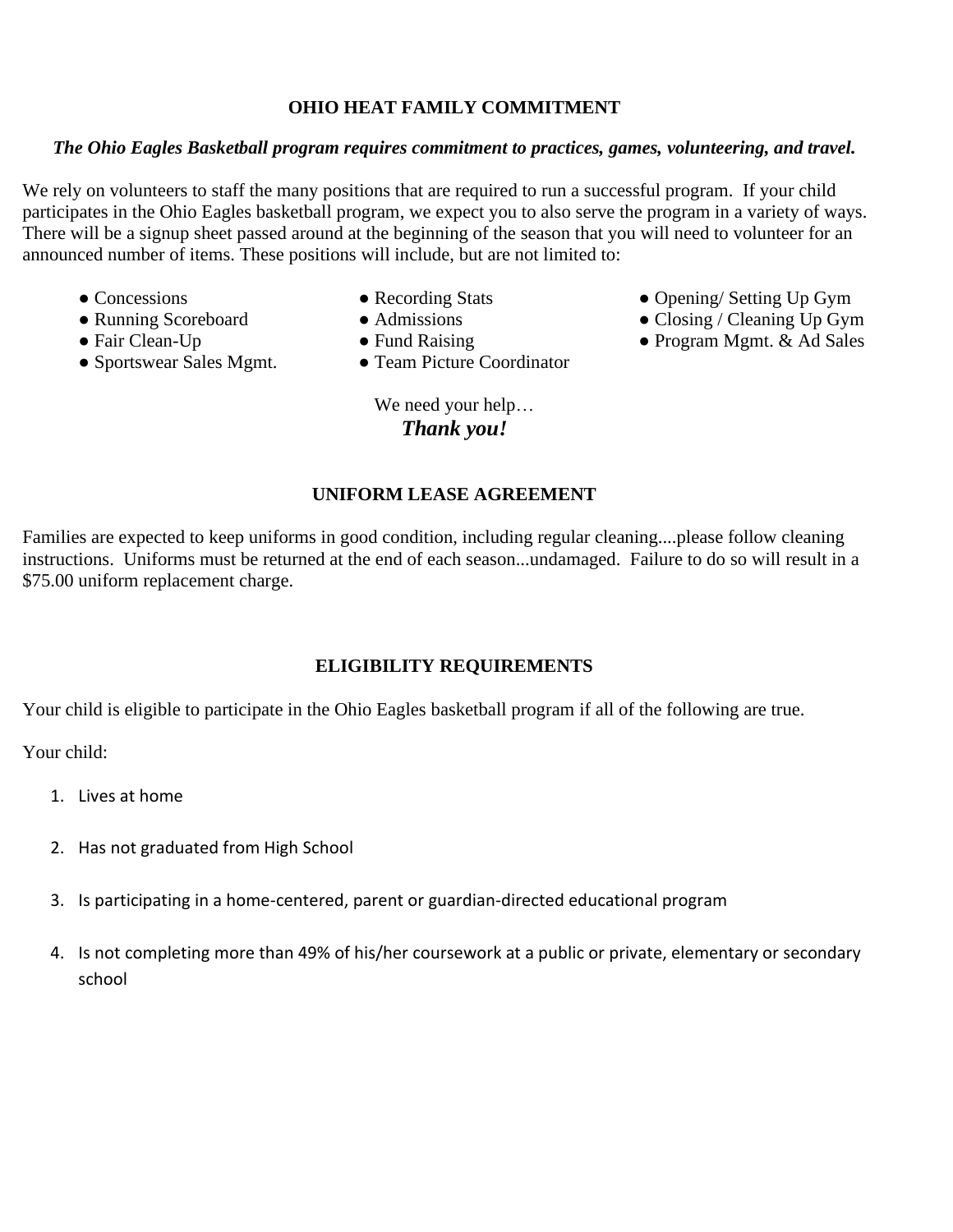## OHIO HEAT FAMILY COMMITMENT

***The Ohio Eagles Basketball program requires commitment to practices, games, volunteering, and travel.***

We rely on volunteers to staff the many positions that are required to run a successful program. If your child participates in the Ohio Eagles basketball program, we expect you to also serve the program in a variety of ways. There will be a signup sheet passed around at the beginning of the season that you will need to volunteer for an announced number of items. These positions will include, but are not limited to:

- Concessions
- Running Scoreboard
- Fair Clean-Up
- Sportswear Sales Mgmt.
- Recording Stats
- Admissions
- Fund Raising
- Team Picture Coordinator
- Opening/ Setting Up Gym
- Closing / Cleaning Up Gym
- Program Mgmt. & Ad Sales

We need your help…

***Thank you!***

## UNIFORM LEASE AGREEMENT

Families are expected to keep uniforms in good condition, including regular cleaning....please follow cleaning instructions. Uniforms must be returned at the end of each season...undamaged. Failure to do so will result in a $75.00 uniform replacement charge.

## ELIGIBILITY REQUIREMENTS

Your child is eligible to participate in the Ohio Eagles basketball program if all of the following are true.

Your child:

1. Lives at home
2. Has not graduated from High School
3. Is participating in a home-centered, parent or guardian-directed educational program
4. Is not completing more than 49% of his/her coursework at a public or private, elementary or secondary school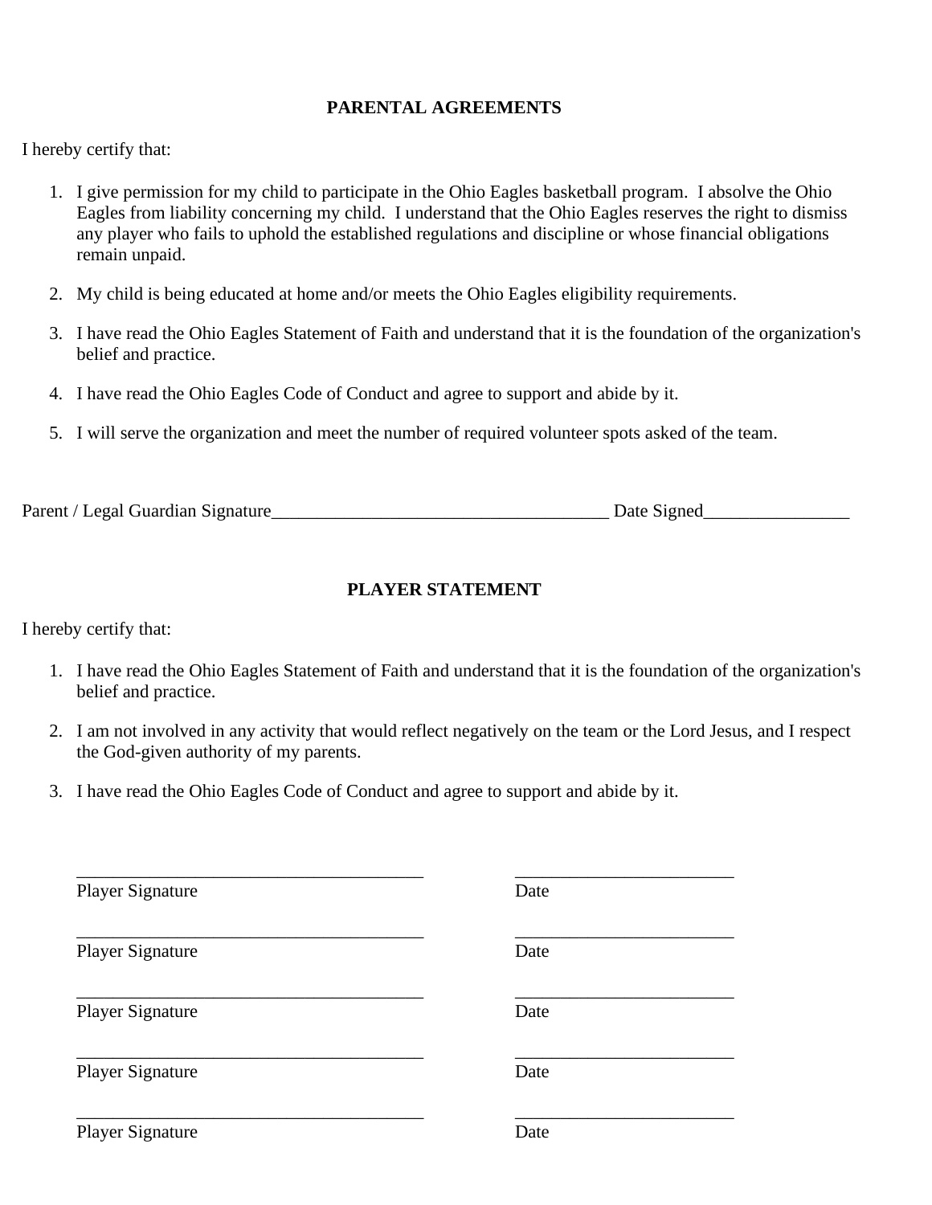## PARENTAL AGREEMENTS

I hereby certify that:

1. I give permission for my child to participate in the Ohio Eagles basketball program. I absolve the Ohio Eagles from liability concerning my child. I understand that the Ohio Eagles reserves the right to dismiss any player who fails to uphold the established regulations and discipline or whose financial obligations remain unpaid.

2. My child is being educated at home and/or meets the Ohio Eagles eligibility requirements.

3. I have read the Ohio Eagles Statement of Faith and understand that it is the foundation of the organization's belief and practice.

4. I have read the Ohio Eagles Code of Conduct and agree to support and abide by it.

5. I will serve the organization and meet the number of required volunteer spots asked of the team.

Parent / Legal Guardian Signature______________________________________ Date Signed________________

## PLAYER STATEMENT

I hereby certify that:

1. I have read the Ohio Eagles Statement of Faith and understand that it is the foundation of the organization's belief and practice.

2. I am not involved in any activity that would reflect negatively on the team or the Lord Jesus, and I respect the God-given authority of my parents.

3. I have read the Ohio Eagles Code of Conduct and agree to support and abide by it.

_______________________________________ _________________________
Player Signature Date

_______________________________________ _________________________
Player Signature Date

_______________________________________ _________________________
Player Signature Date

_______________________________________ _________________________
Player Signature Date

_______________________________________ _________________________
Player Signature Date